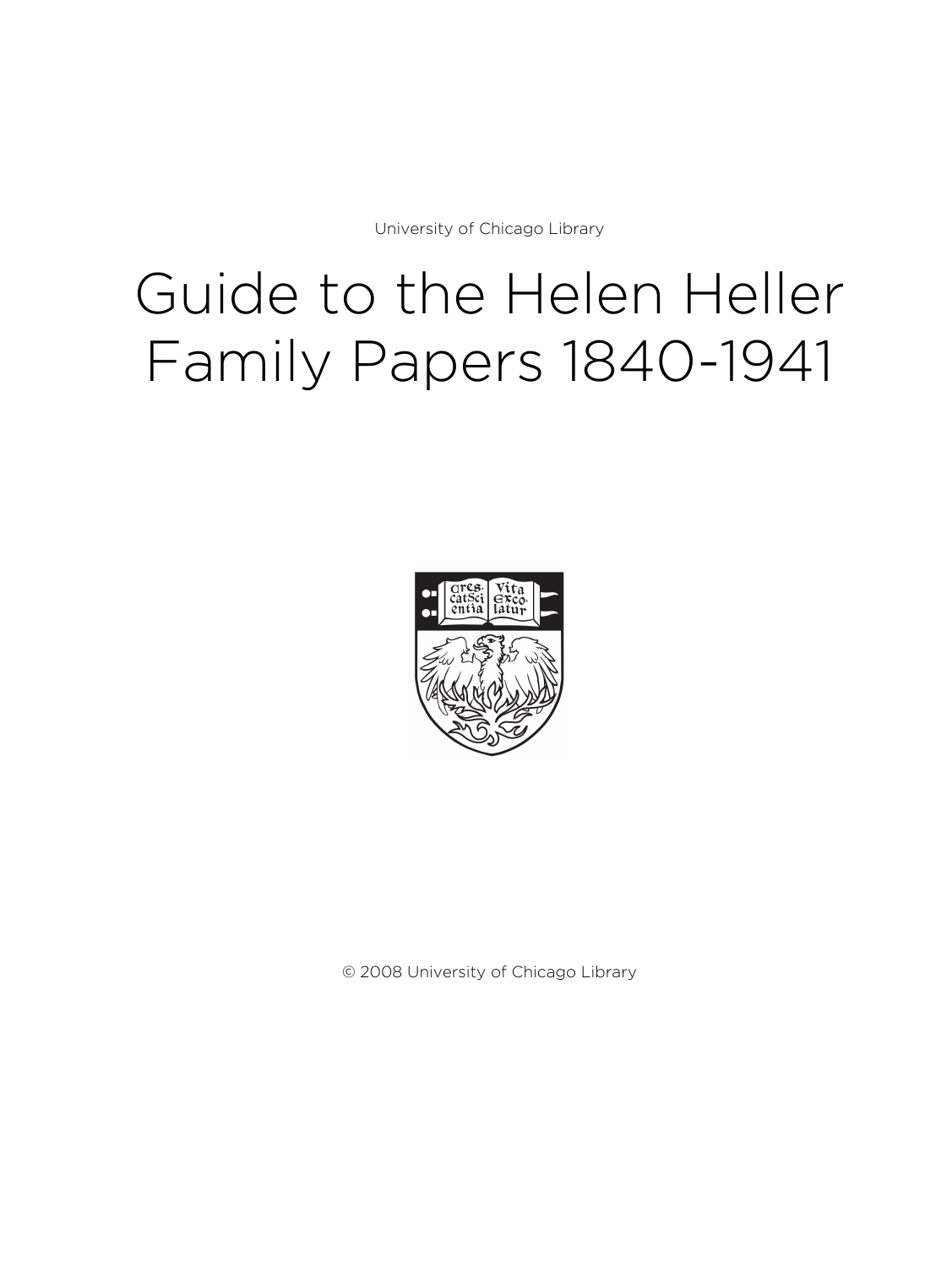University of Chicago Library

# Guide to the Helen Heller Family Papers 1840-1941

© 2008 University of Chicago Library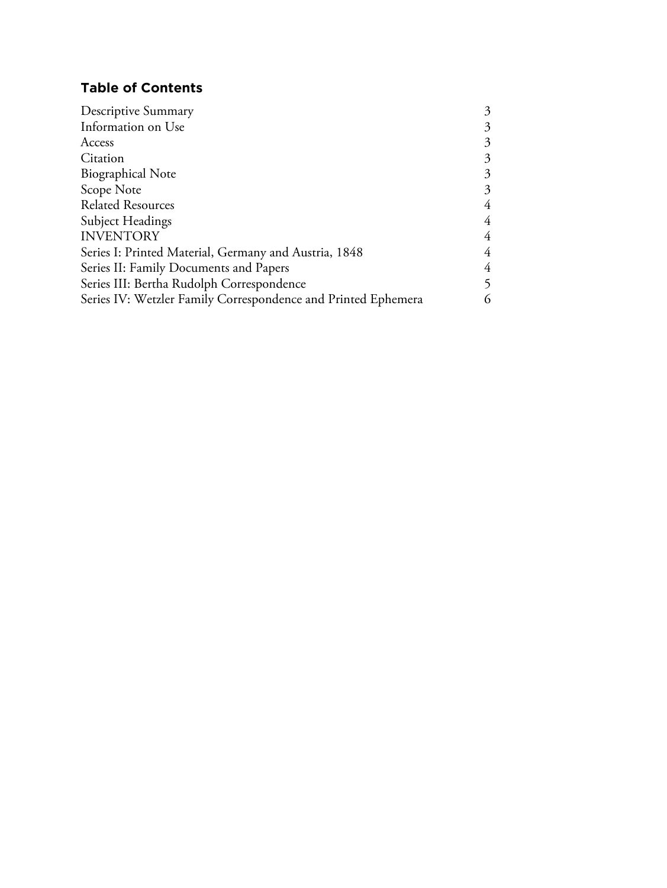## Table of Contents

| | |
|---|---|
| Descriptive Summary | 3 |
| Information on Use | 3 |
| Access | 3 |
| Citation | 3 |
| Biographical Note | 3 |
| Scope Note | 3 |
| Related Resources | 4 |
| Subject Headings | 4 |
| INVENTORY | 4 |
| Series I: Printed Material, Germany and Austria, 1848 | 4 |
| Series II: Family Documents and Papers | 4 |
| Series III: Bertha Rudolph Correspondence | 5 |
| Series IV: Wetzler Family Correspondence and Printed Ephemera | 6 |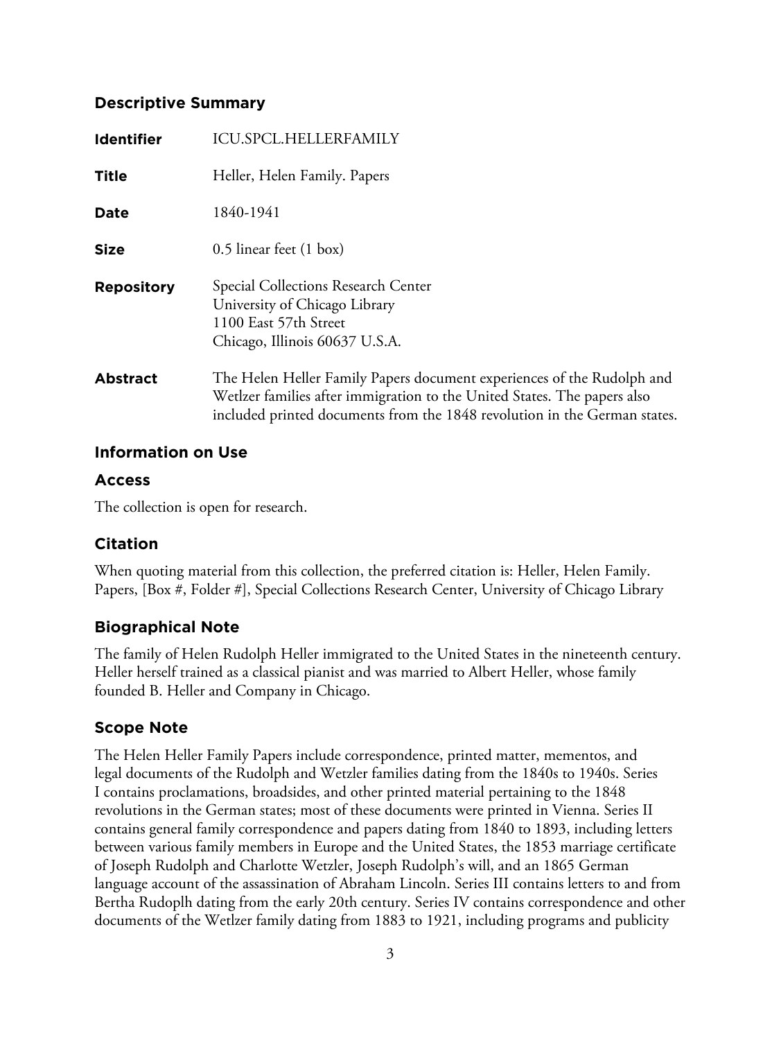## Descriptive Summary

| | |
|---|---|
| **Identifier** | ICU.SPCL.HELLERFAMILY |
| **Title** | Heller, Helen Family. Papers |
| **Date** | 1840-1941 |
| **Size** | 0.5 linear feet (1 box) |
| **Repository** | Special Collections Research Center<br>University of Chicago Library<br>1100 East 57th Street<br>Chicago, Illinois 60637 U.S.A. |
| **Abstract** | The Helen Heller Family Papers document experiences of the Rudolph and Wetlzer families after immigration to the United States. The papers also included printed documents from the 1848 revolution in the German states. |

## Information on Use

### Access

The collection is open for research.

### Citation

When quoting material from this collection, the preferred citation is: Heller, Helen Family. Papers, [Box #, Folder #], Special Collections Research Center, University of Chicago Library

## Biographical Note

The family of Helen Rudolph Heller immigrated to the United States in the nineteenth century. Heller herself trained as a classical pianist and was married to Albert Heller, whose family founded B. Heller and Company in Chicago.

## Scope Note

The Helen Heller Family Papers include correspondence, printed matter, mementos, and legal documents of the Rudolph and Wetzler families dating from the 1840s to 1940s. Series I contains proclamations, broadsides, and other printed material pertaining to the 1848 revolutions in the German states; most of these documents were printed in Vienna. Series II contains general family correspondence and papers dating from 1840 to 1893, including letters between various family members in Europe and the United States, the 1853 marriage certificate of Joseph Rudolph and Charlotte Wetzler, Joseph Rudolph's will, and an 1865 German language account of the assassination of Abraham Lincoln. Series III contains letters to and from Bertha Rudoplh dating from the early 20th century. Series IV contains correspondence and other documents of the Wetlzer family dating from 1883 to 1921, including programs and publicity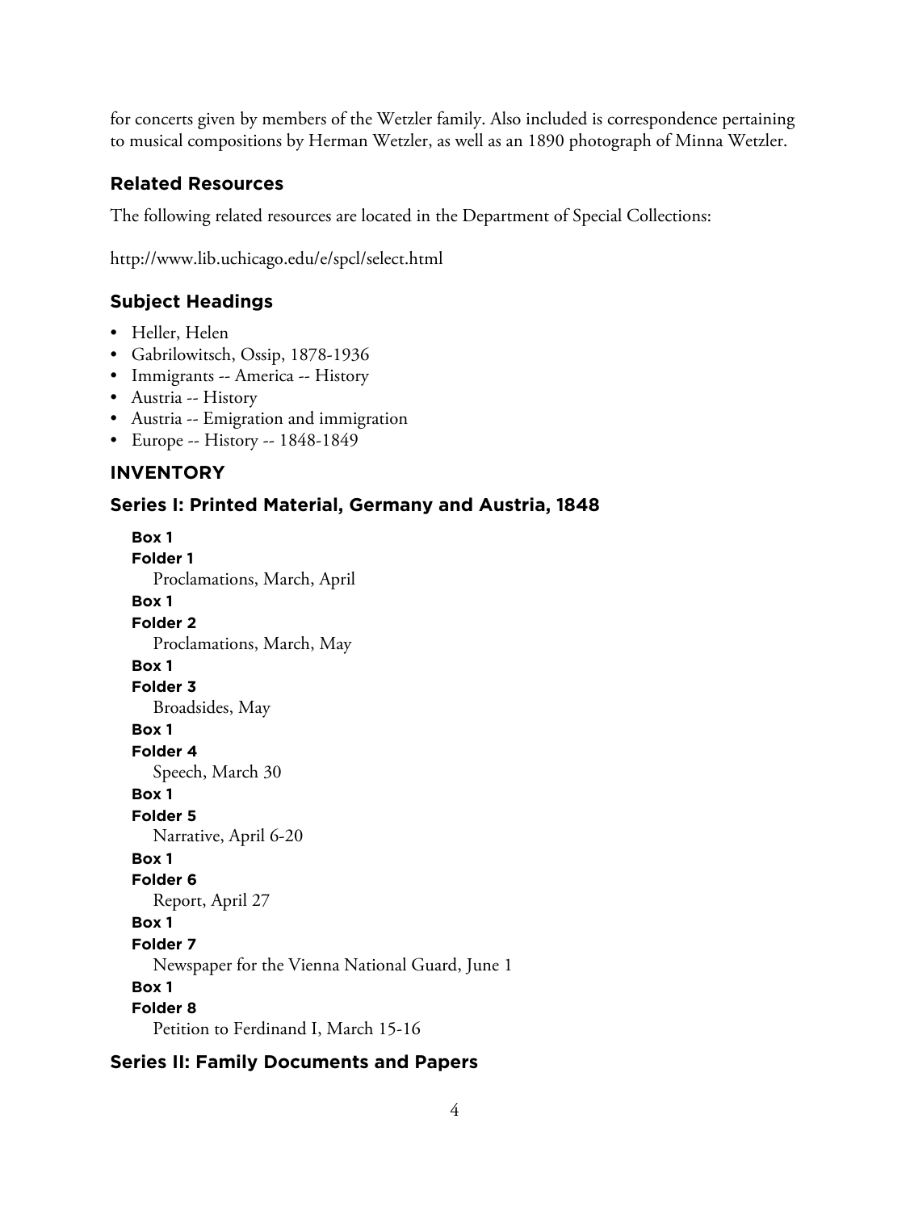for concerts given by members of the Wetzler family. Also included is correspondence pertaining to musical compositions by Herman Wetzler, as well as an 1890 photograph of Minna Wetzler.

### Related Resources

The following related resources are located in the Department of Special Collections:

http://www.lib.uchicago.edu/e/spcl/select.html

### Subject Headings

- Heller, Helen
- Gabrilowitsch, Ossip, 1878-1936
- Immigrants -- America -- History
- Austria -- History
- Austria -- Emigration and immigration
- Europe -- History -- 1848-1849

## INVENTORY

### Series I: Printed Material, Germany and Austria, 1848

**Box 1**
**Folder 1**
Proclamations, March, April

**Box 1**
**Folder 2**
Proclamations, March, May

**Box 1**
**Folder 3**
Broadsides, May

**Box 1**
**Folder 4**
Speech, March 30

**Box 1**
**Folder 5**
Narrative, April 6-20

**Box 1**
**Folder 6**
Report, April 27

**Box 1**
**Folder 7**
Newspaper for the Vienna National Guard, June 1

**Box 1**
**Folder 8**
Petition to Ferdinand I, March 15-16

### Series II: Family Documents and Papers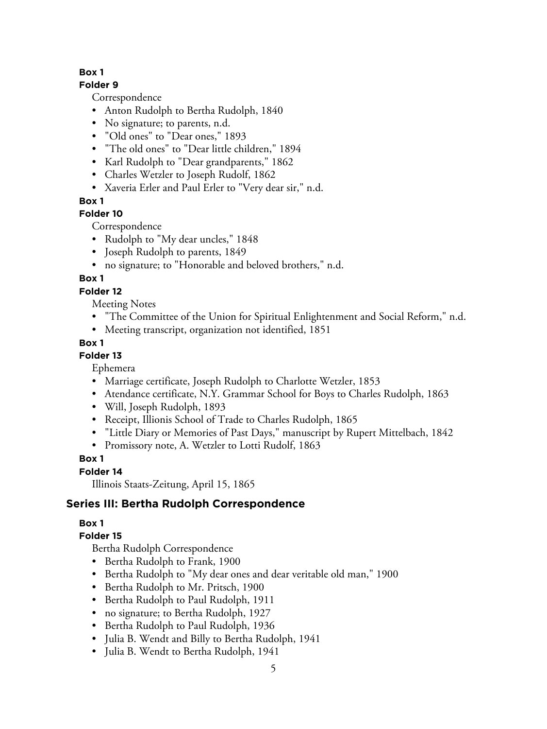**Box 1**

**Folder 9**

Correspondence

- Anton Rudolph to Bertha Rudolph, 1840
- No signature; to parents, n.d.
- "Old ones" to "Dear ones," 1893
- "The old ones" to "Dear little children," 1894
- Karl Rudolph to "Dear grandparents," 1862
- Charles Wetzler to Joseph Rudolf, 1862
- Xaveria Erler and Paul Erler to "Very dear sir," n.d.

**Box 1**

**Folder 10**

Correspondence

- Rudolph to "My dear uncles," 1848
- Joseph Rudolph to parents, 1849
- no signature; to "Honorable and beloved brothers," n.d.

**Box 1**

**Folder 12**

Meeting Notes

- "The Committee of the Union for Spiritual Enlightenment and Social Reform," n.d.
- Meeting transcript, organization not identified, 1851

**Box 1**

**Folder 13**

Ephemera

- Marriage certificate, Joseph Rudolph to Charlotte Wetzler, 1853
- Atendance certificate, N.Y. Grammar School for Boys to Charles Rudolph, 1863
- Will, Joseph Rudolph, 1893
- Receipt, Illionis School of Trade to Charles Rudolph, 1865
- "Little Diary or Memories of Past Days," manuscript by Rupert Mittelbach, 1842
- Promissory note, A. Wetzler to Lotti Rudolf, 1863

**Box 1**

**Folder 14**

Illinois Staats-Zeitung, April 15, 1865

## Series III: Bertha Rudolph Correspondence

**Box 1**

**Folder 15**

Bertha Rudolph Correspondence

- Bertha Rudolph to Frank, 1900
- Bertha Rudolph to "My dear ones and dear veritable old man," 1900
- Bertha Rudolph to Mr. Pritsch, 1900
- Bertha Rudolph to Paul Rudolph, 1911
- no signature; to Bertha Rudolph, 1927
- Bertha Rudolph to Paul Rudolph, 1936
- Julia B. Wendt and Billy to Bertha Rudolph, 1941
- Julia B. Wendt to Bertha Rudolph, 1941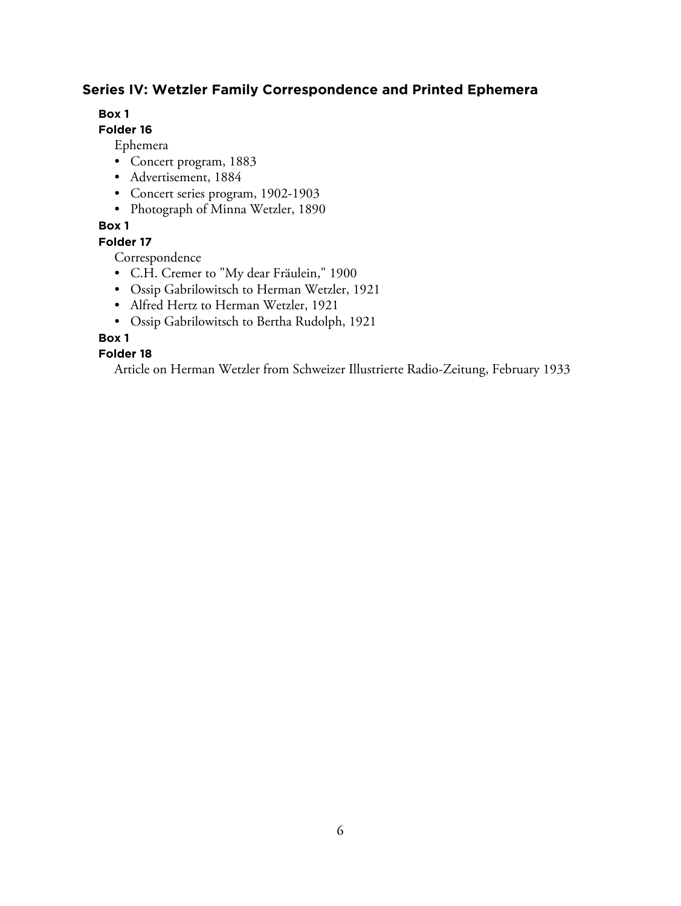## Series IV: Wetzler Family Correspondence and Printed Ephemera

**Box 1**

**Folder 16**

Ephemera

- Concert program, 1883
- Advertisement, 1884
- Concert series program, 1902-1903
- Photograph of Minna Wetzler, 1890

**Box 1**

**Folder 17**

Correspondence

- C.H. Cremer to "My dear Fräulein," 1900
- Ossip Gabrilowitsch to Herman Wetzler, 1921
- Alfred Hertz to Herman Wetzler, 1921
- Ossip Gabrilowitsch to Bertha Rudolph, 1921

**Box 1**

**Folder 18**

Article on Herman Wetzler from Schweizer Illustrierte Radio-Zeitung, February 1933